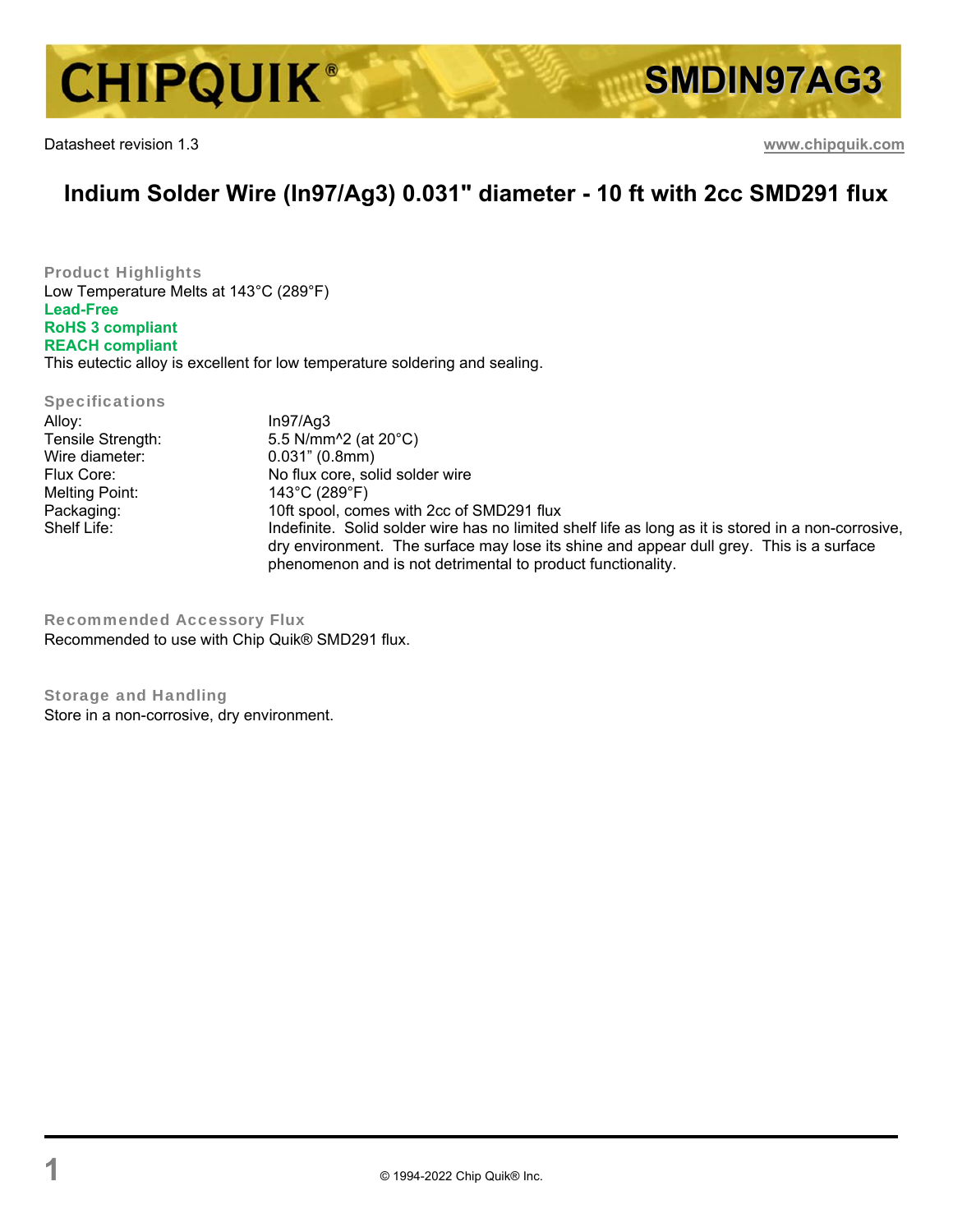# CHIPQUIK® SMDIN97AG3

Datasheet revision 1.3 www.chipquik.com

## Indium Solder Wire (In97/Ag3) 0.031" diameter - 10 ft with 2cc SMD291 flux

### Product Highlights

Low Temperature Melts at 143°C (289°F)
**Lead-Free**
**RoHS 3 compliant**
**REACH compliant**
This eutectic alloy is excellent for low temperature soldering and sealing.

### Specifications

| | |
|---|---|
| Alloy: | In97/Ag3 |
| Tensile Strength: | 5.5 N/mm^2 (at 20°C) |
| Wire diameter: | 0.031" (0.8mm) |
| Flux Core: | No flux core, solid solder wire |
| Melting Point: | 143°C (289°F) |
| Packaging: | 10ft spool, comes with 2cc of SMD291 flux |
| Shelf Life: | Indefinite. Solid solder wire has no limited shelf life as long as it is stored in a non-corrosive, dry environment. The surface may lose its shine and appear dull grey. This is a surface phenomenon and is not detrimental to product functionality. |

### Recommended Accessory Flux

Recommended to use with Chip Quik® SMD291 flux.

### Storage and Handling

Store in a non-corrosive, dry environment.

© 1994-2022 Chip Quik® Inc.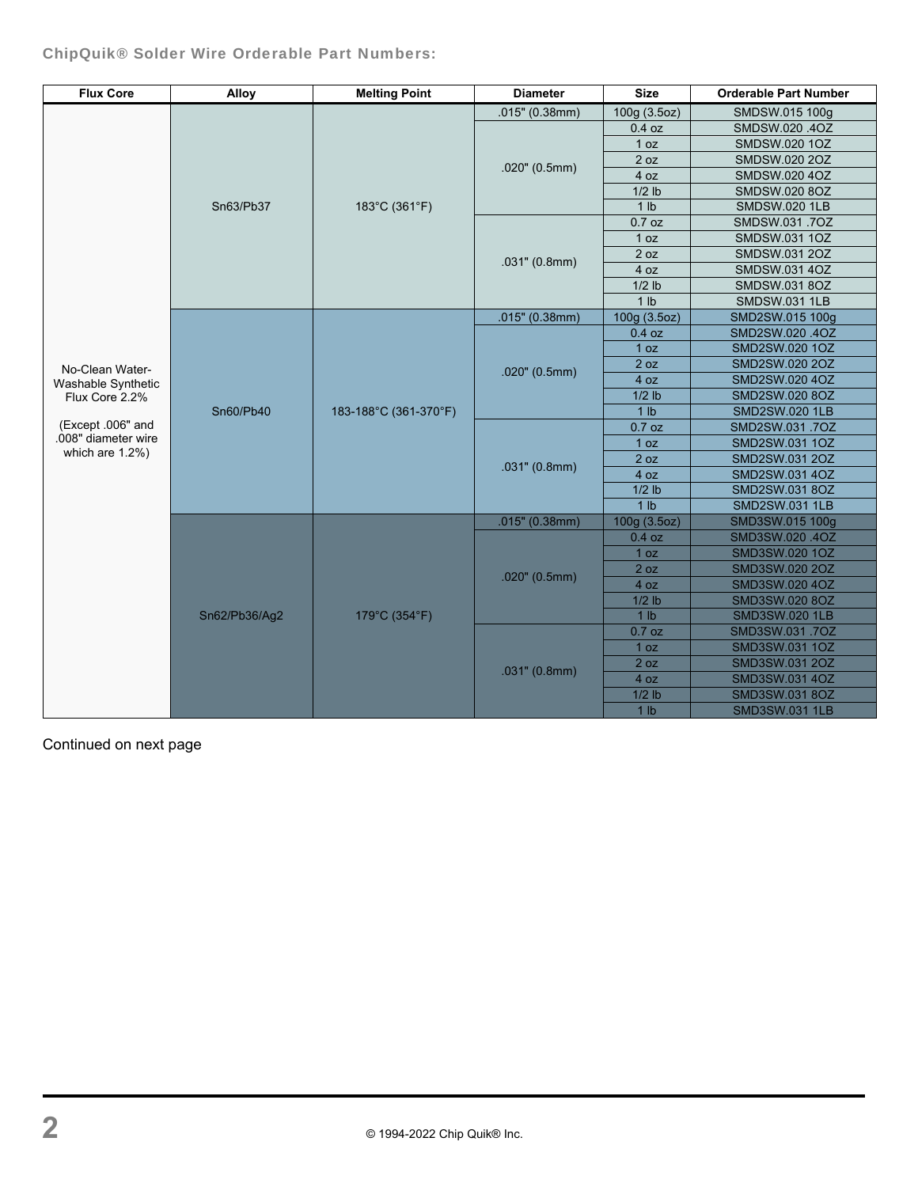**ChipQuik® Solder Wire Orderable Part Numbers:**

| Flux Core | Alloy | Melting Point | Diameter | Size | Orderable Part Number |
|---|---|---|---|---|---|
| No-Clean Water-Washable Synthetic Flux Core 2.2% (Except .006" and .008" diameter wire which are 1.2%) | Sn63/Pb37 | 183°C (361°F) | .015" (0.38mm) | 100g (3.5oz) | SMDSW.015 100g |
| | | | .020" (0.5mm) | 0.4 oz | SMDSW.020 .4OZ |
| | | | | 1 oz | SMDSW.020 1OZ |
| | | | | 2 oz | SMDSW.020 2OZ |
| | | | | 4 oz | SMDSW.020 4OZ |
| | | | | 1/2 lb | SMDSW.020 8OZ |
| | | | | 1 lb | SMDSW.020 1LB |
| | | | .031" (0.8mm) | 0.7 oz | SMDSW.031 .7OZ |
| | | | | 1 oz | SMDSW.031 1OZ |
| | | | | 2 oz | SMDSW.031 2OZ |
| | | | | 4 oz | SMDSW.031 4OZ |
| | | | | 1/2 lb | SMDSW.031 8OZ |
| | | | | 1 lb | SMDSW.031 1LB |
| | Sn60/Pb40 | 183-188°C (361-370°F) | .015" (0.38mm) | 100g (3.5oz) | SMD2SW.015 100g |
| | | | .020" (0.5mm) | 0.4 oz | SMD2SW.020 .4OZ |
| | | | | 1 oz | SMD2SW.020 1OZ |
| | | | | 2 oz | SMD2SW.020 2OZ |
| | | | | 4 oz | SMD2SW.020 4OZ |
| | | | | 1/2 lb | SMD2SW.020 8OZ |
| | | | | 1 lb | SMD2SW.020 1LB |
| | | | .031" (0.8mm) | 0.7 oz | SMD2SW.031 .7OZ |
| | | | | 1 oz | SMD2SW.031 1OZ |
| | | | | 2 oz | SMD2SW.031 2OZ |
| | | | | 4 oz | SMD2SW.031 4OZ |
| | | | | 1/2 lb | SMD2SW.031 8OZ |
| | | | | 1 lb | SMD2SW.031 1LB |
| | Sn62/Pb36/Ag2 | 179°C (354°F) | .015" (0.38mm) | 100g (3.5oz) | SMD3SW.015 100g |
| | | | .020" (0.5mm) | 0.4 oz | SMD3SW.020 .4OZ |
| | | | | 1 oz | SMD3SW.020 1OZ |
| | | | | 2 oz | SMD3SW.020 2OZ |
| | | | | 4 oz | SMD3SW.020 4OZ |
| | | | | 1/2 lb | SMD3SW.020 8OZ |
| | | | | 1 lb | SMD3SW.020 1LB |
| | | | .031" (0.8mm) | 0.7 oz | SMD3SW.031 .7OZ |
| | | | | 1 oz | SMD3SW.031 1OZ |
| | | | | 2 oz | SMD3SW.031 2OZ |
| | | | | 4 oz | SMD3SW.031 4OZ |
| | | | | 1/2 lb | SMD3SW.031 8OZ |
| | | | | 1 lb | SMD3SW.031 1LB |

Continued on next page

© 1994-2022 Chip Quik® Inc.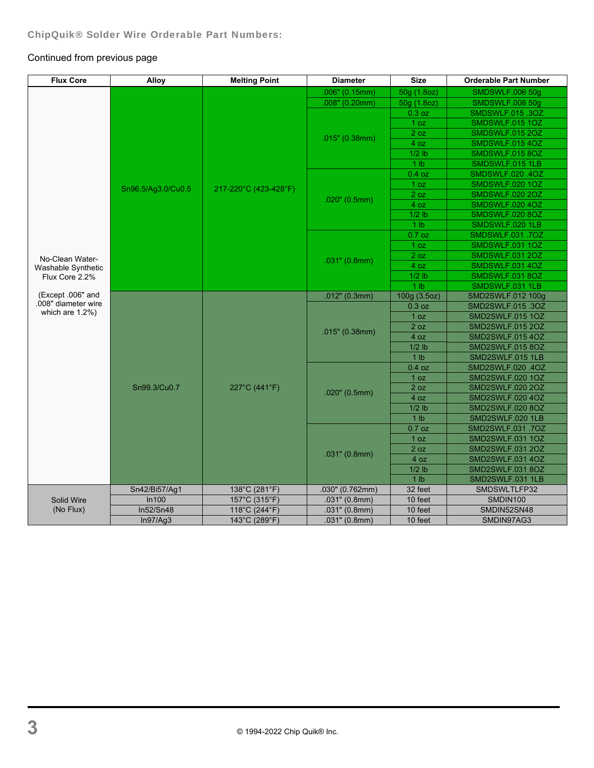**ChipQuik® Solder Wire Orderable Part Numbers:**

Continued from previous page

| Flux Core | Alloy | Melting Point | Diameter | Size | Orderable Part Number |
|---|---|---|---|---|---|
| No-Clean Water-Washable Synthetic Flux Core 2.2% (Except .006" and .008" diameter wire which are 1.2%) | Sn96.5/Ag3.0/Cu0.5 | 217-220°C (423-428°F) | .006" (0.15mm) | 50g (1.8oz) | SMDSWLF.006 50g |
| | | | .008" (0.20mm) | 50g (1.8oz) | SMDSWLF.008 50g |
| | | | .015" (0.38mm) | 0.3 oz | SMDSWLF.015 .3OZ |
| | | | | 1 oz | SMDSWLF.015 1OZ |
| | | | | 2 oz | SMDSWLF.015 2OZ |
| | | | | 4 oz | SMDSWLF.015 4OZ |
| | | | | 1/2 lb | SMDSWLF.015 8OZ |
| | | | | 1 lb | SMDSWLF.015 1LB |
| | | | .020" (0.5mm) | 0.4 oz | SMDSWLF.020 .4OZ |
| | | | | 1 oz | SMDSWLF.020 1OZ |
| | | | | 2 oz | SMDSWLF.020 2OZ |
| | | | | 4 oz | SMDSWLF.020 4OZ |
| | | | | 1/2 lb | SMDSWLF.020 8OZ |
| | | | | 1 lb | SMDSWLF.020 1LB |
| | | | .031" (0.8mm) | 0.7 oz | SMDSWLF.031 .7OZ |
| | | | | 1 oz | SMDSWLF.031 1OZ |
| | | | | 2 oz | SMDSWLF.031 2OZ |
| | | | | 4 oz | SMDSWLF.031 4OZ |
| | | | | 1/2 lb | SMDSWLF.031 8OZ |
| | | | | 1 lb | SMDSWLF.031 1LB |
| | Sn99.3/Cu0.7 | 227°C (441°F) | .012" (0.3mm) | 100g (3.5oz) | SMD2SWLF.012 100g |
| | | | .015" (0.38mm) | 0.3 oz | SMD2SWLF.015 .3OZ |
| | | | | 1 oz | SMD2SWLF.015 1OZ |
| | | | | 2 oz | SMD2SWLF.015 2OZ |
| | | | | 4 oz | SMD2SWLF.015 4OZ |
| | | | | 1/2 lb | SMD2SWLF.015 8OZ |
| | | | | 1 lb | SMD2SWLF.015 1LB |
| | | | .020" (0.5mm) | 0.4 oz | SMD2SWLF.020 .4OZ |
| | | | | 1 oz | SMD2SWLF.020 1OZ |
| | | | | 2 oz | SMD2SWLF.020 2OZ |
| | | | | 4 oz | SMD2SWLF.020 4OZ |
| | | | | 1/2 lb | SMD2SWLF.020 8OZ |
| | | | | 1 lb | SMD2SWLF.020 1LB |
| | | | .031" (0.8mm) | 0.7 oz | SMD2SWLF.031 .7OZ |
| | | | | 1 oz | SMD2SWLF.031 1OZ |
| | | | | 2 oz | SMD2SWLF.031 2OZ |
| | | | | 4 oz | SMD2SWLF.031 4OZ |
| | | | | 1/2 lb | SMD2SWLF.031 8OZ |
| | | | | 1 lb | SMD2SWLF.031 1LB |
| Solid Wire (No Flux) | Sn42/Bi57/Ag1 | 138°C (281°F) | .030" (0.762mm) | 32 feet | SMDSWLTLFP32 |
| | In100 | 157°C (315°F) | .031" (0.8mm) | 10 feet | SMDIN100 |
| | In52/Sn48 | 118°C (244°F) | .031" (0.8mm) | 10 feet | SMDIN52SN48 |
| | In97/Ag3 | 143°C (289°F) | .031" (0.8mm) | 10 feet | SMDIN97AG3 |

© 1994-2022 Chip Quik® Inc.